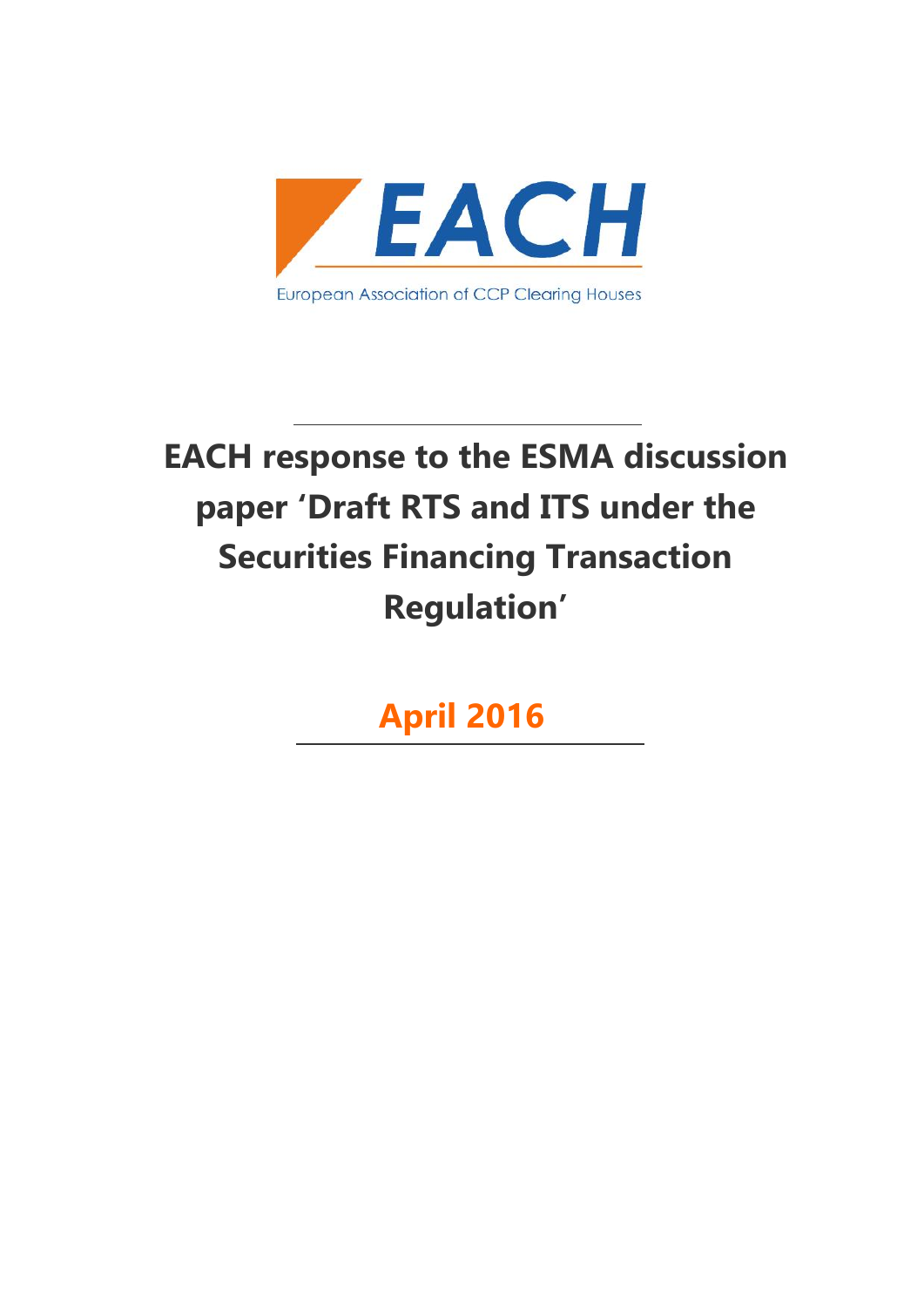EACH

European Association of CCP Clearing Houses

# EACH response to the ESMA discussion paper 'Draft RTS and ITS under the Securities Financing Transaction Regulation'

## April 2016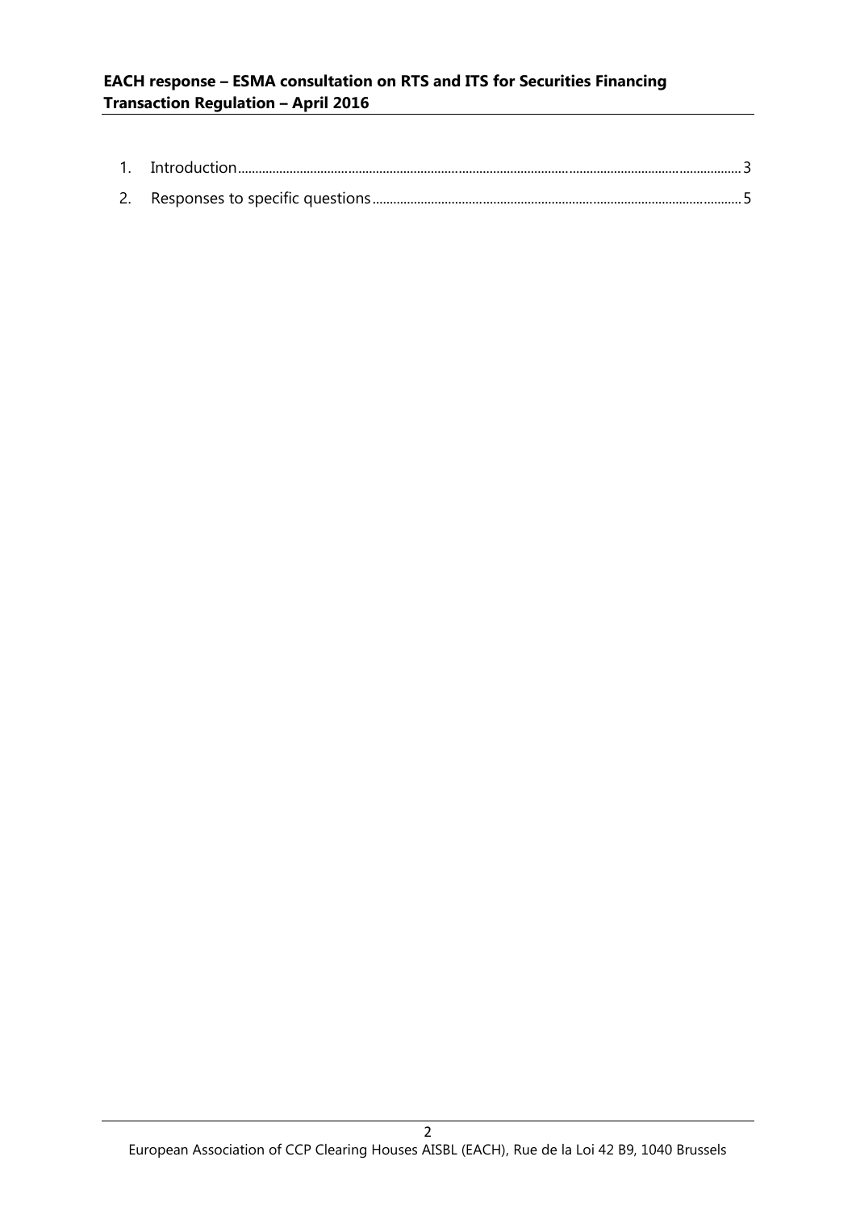1. Introduction ........................................................................................................................................ 3
2. Responses to specific questions ........................................................................................................ 5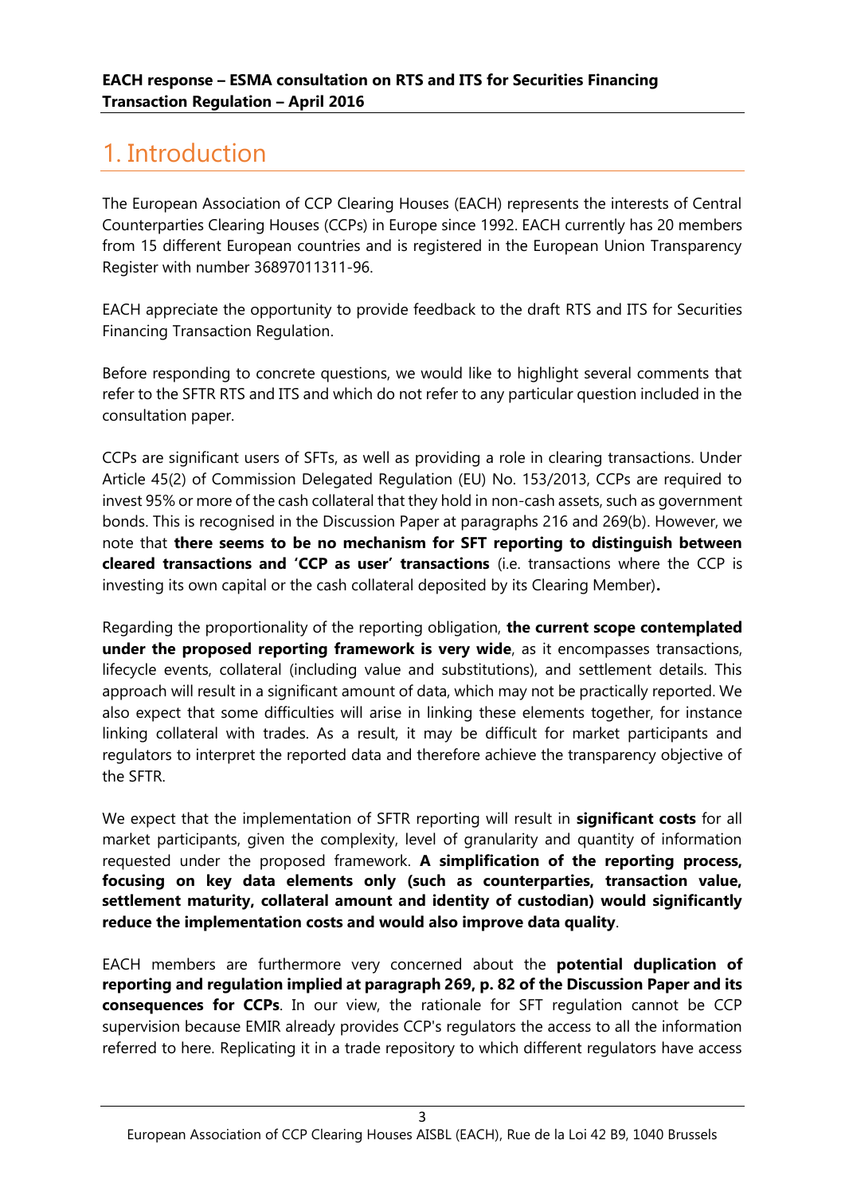# 1. Introduction

The European Association of CCP Clearing Houses (EACH) represents the interests of Central Counterparties Clearing Houses (CCPs) in Europe since 1992. EACH currently has 20 members from 15 different European countries and is registered in the European Union Transparency Register with number 36897011311-96.

EACH appreciate the opportunity to provide feedback to the draft RTS and ITS for Securities Financing Transaction Regulation.

Before responding to concrete questions, we would like to highlight several comments that refer to the SFTR RTS and ITS and which do not refer to any particular question included in the consultation paper.

CCPs are significant users of SFTs, as well as providing a role in clearing transactions. Under Article 45(2) of Commission Delegated Regulation (EU) No. 153/2013, CCPs are required to invest 95% or more of the cash collateral that they hold in non-cash assets, such as government bonds. This is recognised in the Discussion Paper at paragraphs 216 and 269(b). However, we note that **there seems to be no mechanism for SFT reporting to distinguish between cleared transactions and 'CCP as user' transactions** (i.e. transactions where the CCP is investing its own capital or the cash collateral deposited by its Clearing Member)**.**

Regarding the proportionality of the reporting obligation, **the current scope contemplated under the proposed reporting framework is very wide**, as it encompasses transactions, lifecycle events, collateral (including value and substitutions), and settlement details. This approach will result in a significant amount of data, which may not be practically reported. We also expect that some difficulties will arise in linking these elements together, for instance linking collateral with trades. As a result, it may be difficult for market participants and regulators to interpret the reported data and therefore achieve the transparency objective of the SFTR.

We expect that the implementation of SFTR reporting will result in **significant costs** for all market participants, given the complexity, level of granularity and quantity of information requested under the proposed framework. **A simplification of the reporting process, focusing on key data elements only (such as counterparties, transaction value, settlement maturity, collateral amount and identity of custodian) would significantly reduce the implementation costs and would also improve data quality**.

EACH members are furthermore very concerned about the **potential duplication of reporting and regulation implied at paragraph 269, p. 82 of the Discussion Paper and its consequences for CCPs**. In our view, the rationale for SFT regulation cannot be CCP supervision because EMIR already provides CCP's regulators the access to all the information referred to here. Replicating it in a trade repository to which different regulators have access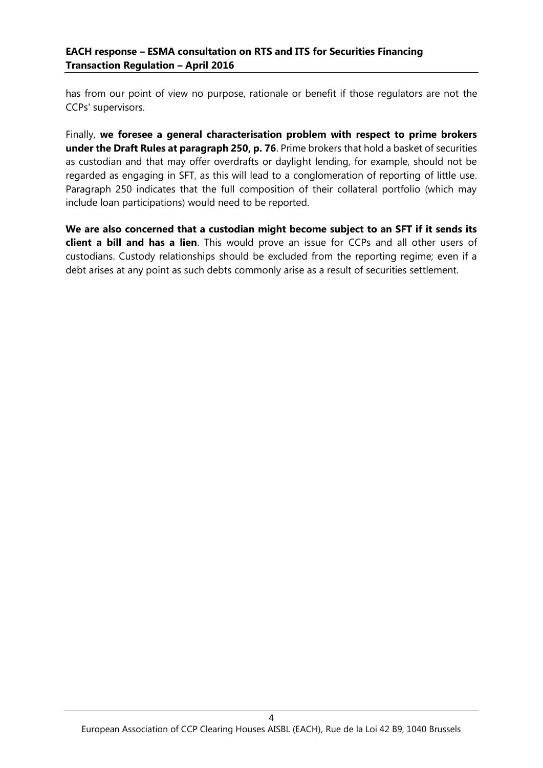has from our point of view no purpose, rationale or benefit if those regulators are not the CCPs' supervisors.

Finally, **we foresee a general characterisation problem with respect to prime brokers under the Draft Rules at paragraph 250, p. 76**. Prime brokers that hold a basket of securities as custodian and that may offer overdrafts or daylight lending, for example, should not be regarded as engaging in SFT, as this will lead to a conglomeration of reporting of little use. Paragraph 250 indicates that the full composition of their collateral portfolio (which may include loan participations) would need to be reported.

**We are also concerned that a custodian might become subject to an SFT if it sends its client a bill and has a lien**. This would prove an issue for CCPs and all other users of custodians. Custody relationships should be excluded from the reporting regime; even if a debt arises at any point as such debts commonly arise as a result of securities settlement.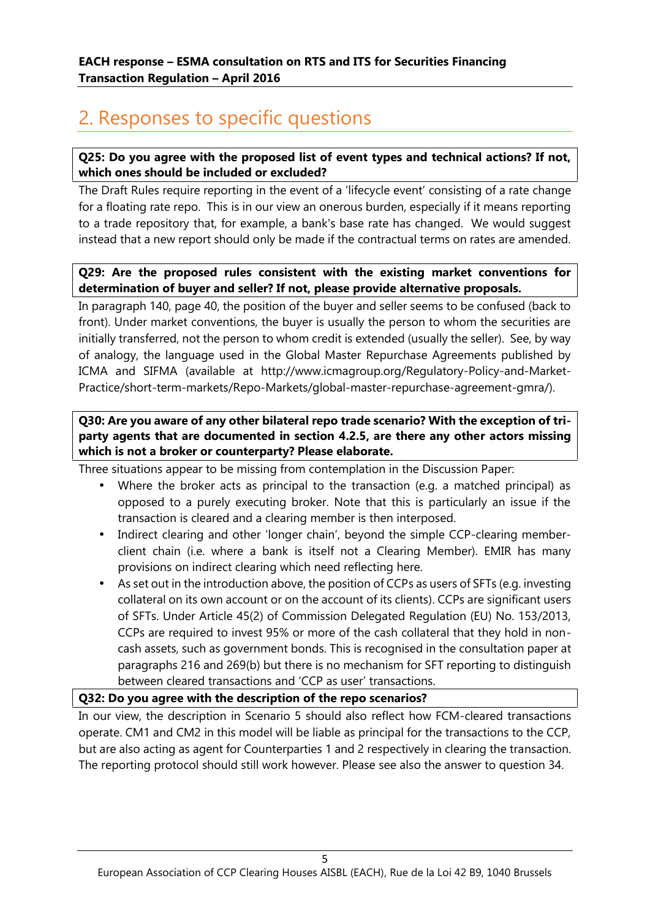## 2. Responses to specific questions

**Q25: Do you agree with the proposed list of event types and technical actions? If not, which ones should be included or excluded?**

The Draft Rules require reporting in the event of a 'lifecycle event' consisting of a rate change for a floating rate repo. This is in our view an onerous burden, especially if it means reporting to a trade repository that, for example, a bank's base rate has changed. We would suggest instead that a new report should only be made if the contractual terms on rates are amended.

**Q29: Are the proposed rules consistent with the existing market conventions for determination of buyer and seller? If not, please provide alternative proposals.**

In paragraph 140, page 40, the position of the buyer and seller seems to be confused (back to front). Under market conventions, the buyer is usually the person to whom the securities are initially transferred, not the person to whom credit is extended (usually the seller). See, by way of analogy, the language used in the Global Master Repurchase Agreements published by ICMA and SIFMA (available at http://www.icmagroup.org/Regulatory-Policy-and-Market-Practice/short-term-markets/Repo-Markets/global-master-repurchase-agreement-gmra/).

**Q30: Are you aware of any other bilateral repo trade scenario? With the exception of tri-party agents that are documented in section 4.2.5, are there any other actors missing which is not a broker or counterparty? Please elaborate.**

Three situations appear to be missing from contemplation in the Discussion Paper:

- Where the broker acts as principal to the transaction (e.g. a matched principal) as opposed to a purely executing broker. Note that this is particularly an issue if the transaction is cleared and a clearing member is then interposed.
- Indirect clearing and other 'longer chain', beyond the simple CCP-clearing member-client chain (i.e. where a bank is itself not a Clearing Member). EMIR has many provisions on indirect clearing which need reflecting here.
- As set out in the introduction above, the position of CCPs as users of SFTs (e.g. investing collateral on its own account or on the account of its clients). CCPs are significant users of SFTs. Under Article 45(2) of Commission Delegated Regulation (EU) No. 153/2013, CCPs are required to invest 95% or more of the cash collateral that they hold in non-cash assets, such as government bonds. This is recognised in the consultation paper at paragraphs 216 and 269(b) but there is no mechanism for SFT reporting to distinguish between cleared transactions and 'CCP as user' transactions.

**Q32: Do you agree with the description of the repo scenarios?**

In our view, the description in Scenario 5 should also reflect how FCM-cleared transactions operate. CM1 and CM2 in this model will be liable as principal for the transactions to the CCP, but are also acting as agent for Counterparties 1 and 2 respectively in clearing the transaction. The reporting protocol should still work however. Please see also the answer to question 34.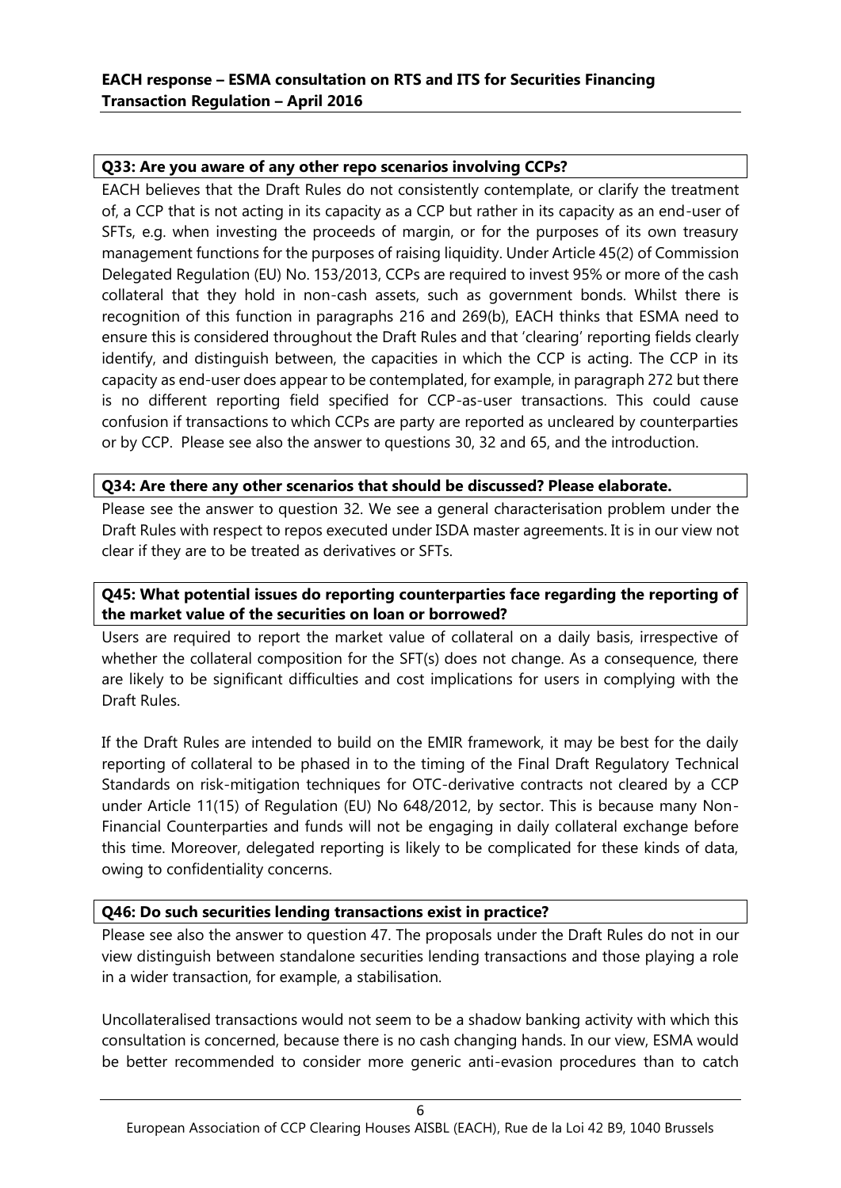**Q33: Are you aware of any other repo scenarios involving CCPs?**

EACH believes that the Draft Rules do not consistently contemplate, or clarify the treatment of, a CCP that is not acting in its capacity as a CCP but rather in its capacity as an end-user of SFTs, e.g. when investing the proceeds of margin, or for the purposes of its own treasury management functions for the purposes of raising liquidity. Under Article 45(2) of Commission Delegated Regulation (EU) No. 153/2013, CCPs are required to invest 95% or more of the cash collateral that they hold in non-cash assets, such as government bonds. Whilst there is recognition of this function in paragraphs 216 and 269(b), EACH thinks that ESMA need to ensure this is considered throughout the Draft Rules and that 'clearing' reporting fields clearly identify, and distinguish between, the capacities in which the CCP is acting. The CCP in its capacity as end-user does appear to be contemplated, for example, in paragraph 272 but there is no different reporting field specified for CCP-as-user transactions. This could cause confusion if transactions to which CCPs are party are reported as uncleared by counterparties or by CCP. Please see also the answer to questions 30, 32 and 65, and the introduction.

**Q34: Are there any other scenarios that should be discussed? Please elaborate.**

Please see the answer to question 32. We see a general characterisation problem under the Draft Rules with respect to repos executed under ISDA master agreements. It is in our view not clear if they are to be treated as derivatives or SFTs.

**Q45: What potential issues do reporting counterparties face regarding the reporting of the market value of the securities on loan or borrowed?**

Users are required to report the market value of collateral on a daily basis, irrespective of whether the collateral composition for the SFT(s) does not change. As a consequence, there are likely to be significant difficulties and cost implications for users in complying with the Draft Rules.

If the Draft Rules are intended to build on the EMIR framework, it may be best for the daily reporting of collateral to be phased in to the timing of the Final Draft Regulatory Technical Standards on risk-mitigation techniques for OTC-derivative contracts not cleared by a CCP under Article 11(15) of Regulation (EU) No 648/2012, by sector. This is because many Non-Financial Counterparties and funds will not be engaging in daily collateral exchange before this time. Moreover, delegated reporting is likely to be complicated for these kinds of data, owing to confidentiality concerns.

**Q46: Do such securities lending transactions exist in practice?**

Please see also the answer to question 47. The proposals under the Draft Rules do not in our view distinguish between standalone securities lending transactions and those playing a role in a wider transaction, for example, a stabilisation.

Uncollateralised transactions would not seem to be a shadow banking activity with which this consultation is concerned, because there is no cash changing hands. In our view, ESMA would be better recommended to consider more generic anti-evasion procedures than to catch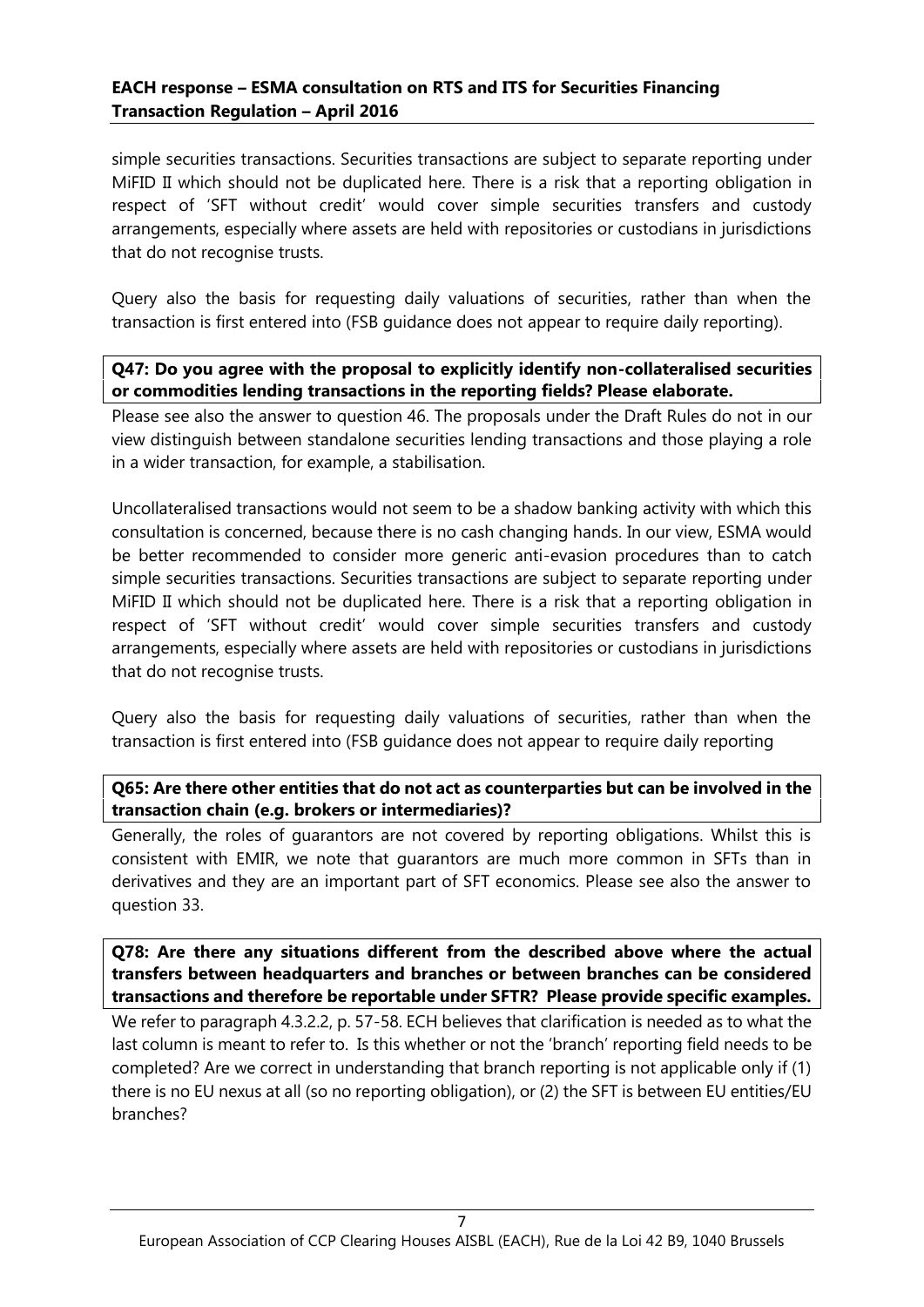simple securities transactions. Securities transactions are subject to separate reporting under MiFID II which should not be duplicated here. There is a risk that a reporting obligation in respect of 'SFT without credit' would cover simple securities transfers and custody arrangements, especially where assets are held with repositories or custodians in jurisdictions that do not recognise trusts.

Query also the basis for requesting daily valuations of securities, rather than when the transaction is first entered into (FSB guidance does not appear to require daily reporting).

**Q47: Do you agree with the proposal to explicitly identify non-collateralised securities or commodities lending transactions in the reporting fields? Please elaborate.**

Please see also the answer to question 46. The proposals under the Draft Rules do not in our view distinguish between standalone securities lending transactions and those playing a role in a wider transaction, for example, a stabilisation.

Uncollateralised transactions would not seem to be a shadow banking activity with which this consultation is concerned, because there is no cash changing hands. In our view, ESMA would be better recommended to consider more generic anti-evasion procedures than to catch simple securities transactions. Securities transactions are subject to separate reporting under MiFID II which should not be duplicated here. There is a risk that a reporting obligation in respect of 'SFT without credit' would cover simple securities transfers and custody arrangements, especially where assets are held with repositories or custodians in jurisdictions that do not recognise trusts.

Query also the basis for requesting daily valuations of securities, rather than when the transaction is first entered into (FSB guidance does not appear to require daily reporting

**Q65: Are there other entities that do not act as counterparties but can be involved in the transaction chain (e.g. brokers or intermediaries)?**

Generally, the roles of guarantors are not covered by reporting obligations. Whilst this is consistent with EMIR, we note that guarantors are much more common in SFTs than in derivatives and they are an important part of SFT economics. Please see also the answer to question 33.

**Q78: Are there any situations different from the described above where the actual transfers between headquarters and branches or between branches can be considered transactions and therefore be reportable under SFTR? Please provide specific examples.**

We refer to paragraph 4.3.2.2, p. 57-58. ECH believes that clarification is needed as to what the last column is meant to refer to. Is this whether or not the 'branch' reporting field needs to be completed? Are we correct in understanding that branch reporting is not applicable only if (1) there is no EU nexus at all (so no reporting obligation), or (2) the SFT is between EU entities/EU branches?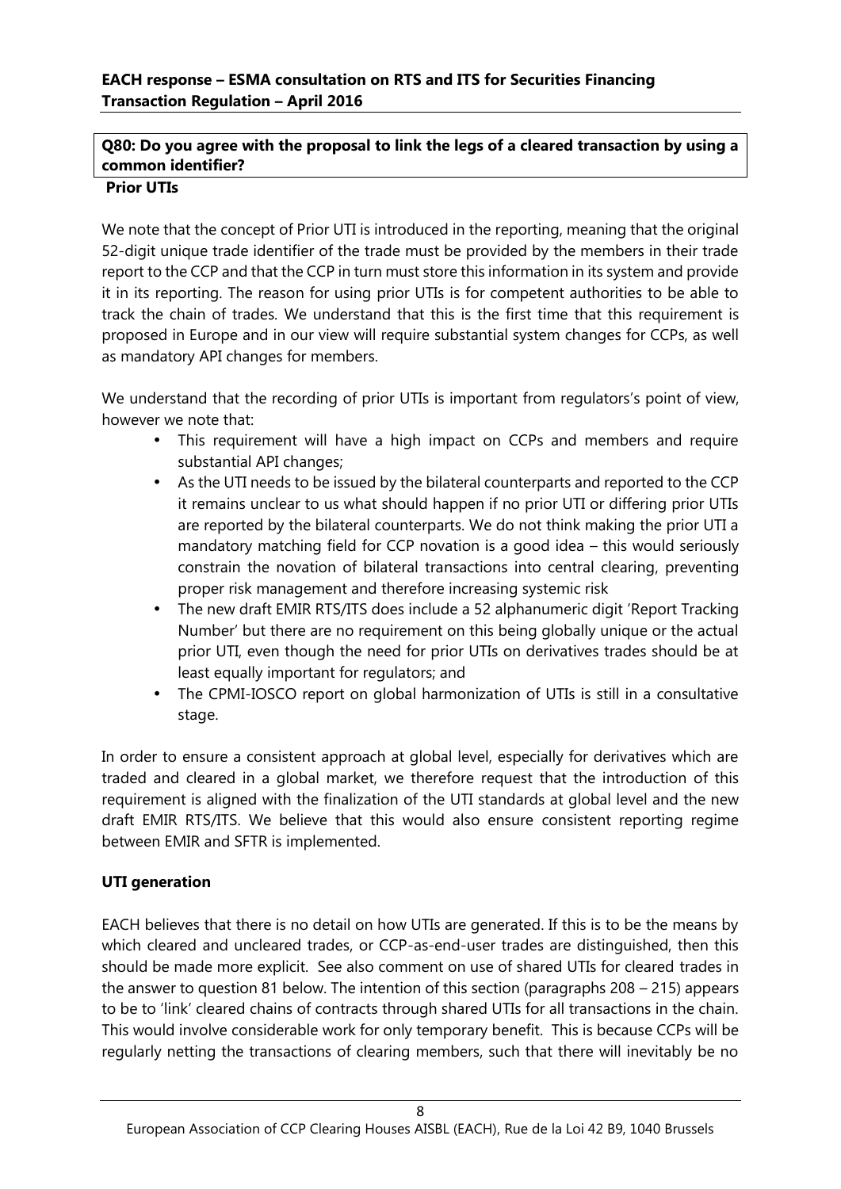**Q80: Do you agree with the proposal to link the legs of a cleared transaction by using a common identifier?**

**Prior UTIs**

We note that the concept of Prior UTI is introduced in the reporting, meaning that the original 52-digit unique trade identifier of the trade must be provided by the members in their trade report to the CCP and that the CCP in turn must store this information in its system and provide it in its reporting. The reason for using prior UTIs is for competent authorities to be able to track the chain of trades. We understand that this is the first time that this requirement is proposed in Europe and in our view will require substantial system changes for CCPs, as well as mandatory API changes for members.

We understand that the recording of prior UTIs is important from regulators's point of view, however we note that:

- This requirement will have a high impact on CCPs and members and require substantial API changes;
- As the UTI needs to be issued by the bilateral counterparts and reported to the CCP it remains unclear to us what should happen if no prior UTI or differing prior UTIs are reported by the bilateral counterparts. We do not think making the prior UTI a mandatory matching field for CCP novation is a good idea – this would seriously constrain the novation of bilateral transactions into central clearing, preventing proper risk management and therefore increasing systemic risk
- The new draft EMIR RTS/ITS does include a 52 alphanumeric digit 'Report Tracking Number' but there are no requirement on this being globally unique or the actual prior UTI, even though the need for prior UTIs on derivatives trades should be at least equally important for regulators; and
- The CPMI-IOSCO report on global harmonization of UTIs is still in a consultative stage.

In order to ensure a consistent approach at global level, especially for derivatives which are traded and cleared in a global market, we therefore request that the introduction of this requirement is aligned with the finalization of the UTI standards at global level and the new draft EMIR RTS/ITS. We believe that this would also ensure consistent reporting regime between EMIR and SFTR is implemented.

**UTI generation**

EACH believes that there is no detail on how UTIs are generated. If this is to be the means by which cleared and uncleared trades, or CCP-as-end-user trades are distinguished, then this should be made more explicit. See also comment on use of shared UTIs for cleared trades in the answer to question 81 below. The intention of this section (paragraphs 208 – 215) appears to be to 'link' cleared chains of contracts through shared UTIs for all transactions in the chain. This would involve considerable work for only temporary benefit. This is because CCPs will be regularly netting the transactions of clearing members, such that there will inevitably be no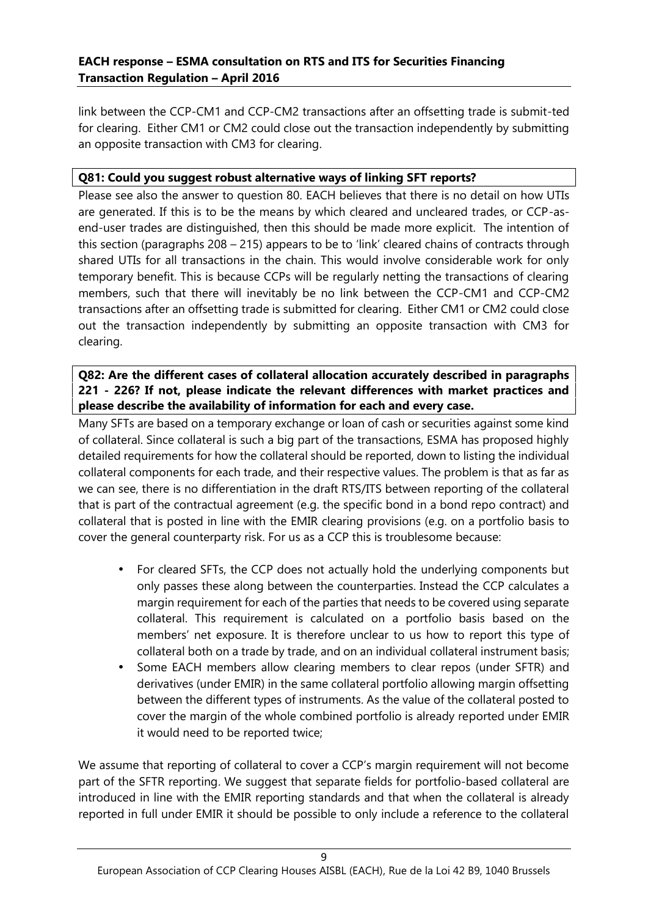link between the CCP-CM1 and CCP-CM2 transactions after an offsetting trade is submit-ted for clearing. Either CM1 or CM2 could close out the transaction independently by submitting an opposite transaction with CM3 for clearing.

**Q81: Could you suggest robust alternative ways of linking SFT reports?**

Please see also the answer to question 80. EACH believes that there is no detail on how UTIs are generated. If this is to be the means by which cleared and uncleared trades, or CCP-as-end-user trades are distinguished, then this should be made more explicit. The intention of this section (paragraphs 208 – 215) appears to be to 'link' cleared chains of contracts through shared UTIs for all transactions in the chain. This would involve considerable work for only temporary benefit. This is because CCPs will be regularly netting the transactions of clearing members, such that there will inevitably be no link between the CCP-CM1 and CCP-CM2 transactions after an offsetting trade is submitted for clearing. Either CM1 or CM2 could close out the transaction independently by submitting an opposite transaction with CM3 for clearing.

**Q82: Are the different cases of collateral allocation accurately described in paragraphs 221 - 226? If not, please indicate the relevant differences with market practices and please describe the availability of information for each and every case.**

Many SFTs are based on a temporary exchange or loan of cash or securities against some kind of collateral. Since collateral is such a big part of the transactions, ESMA has proposed highly detailed requirements for how the collateral should be reported, down to listing the individual collateral components for each trade, and their respective values. The problem is that as far as we can see, there is no differentiation in the draft RTS/ITS between reporting of the collateral that is part of the contractual agreement (e.g. the specific bond in a bond repo contract) and collateral that is posted in line with the EMIR clearing provisions (e.g. on a portfolio basis to cover the general counterparty risk. For us as a CCP this is troublesome because:

- For cleared SFTs, the CCP does not actually hold the underlying components but only passes these along between the counterparties. Instead the CCP calculates a margin requirement for each of the parties that needs to be covered using separate collateral. This requirement is calculated on a portfolio basis based on the members' net exposure. It is therefore unclear to us how to report this type of collateral both on a trade by trade, and on an individual collateral instrument basis;
- Some EACH members allow clearing members to clear repos (under SFTR) and derivatives (under EMIR) in the same collateral portfolio allowing margin offsetting between the different types of instruments. As the value of the collateral posted to cover the margin of the whole combined portfolio is already reported under EMIR it would need to be reported twice;

We assume that reporting of collateral to cover a CCP's margin requirement will not become part of the SFTR reporting. We suggest that separate fields for portfolio-based collateral are introduced in line with the EMIR reporting standards and that when the collateral is already reported in full under EMIR it should be possible to only include a reference to the collateral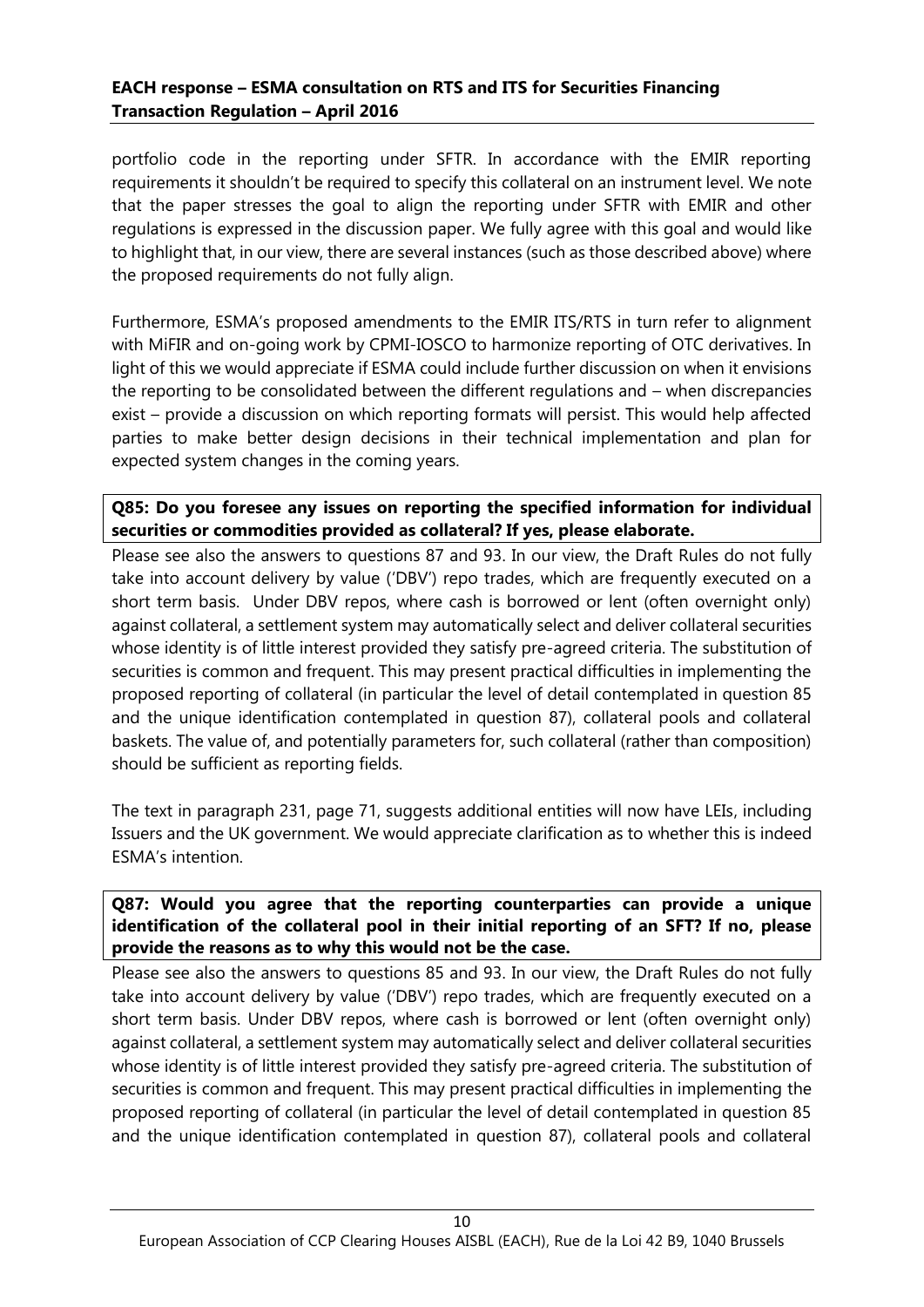portfolio code in the reporting under SFTR. In accordance with the EMIR reporting requirements it shouldn't be required to specify this collateral on an instrument level. We note that the paper stresses the goal to align the reporting under SFTR with EMIR and other regulations is expressed in the discussion paper. We fully agree with this goal and would like to highlight that, in our view, there are several instances (such as those described above) where the proposed requirements do not fully align.

Furthermore, ESMA's proposed amendments to the EMIR ITS/RTS in turn refer to alignment with MiFIR and on-going work by CPMI-IOSCO to harmonize reporting of OTC derivatives. In light of this we would appreciate if ESMA could include further discussion on when it envisions the reporting to be consolidated between the different regulations and – when discrepancies exist – provide a discussion on which reporting formats will persist. This would help affected parties to make better design decisions in their technical implementation and plan for expected system changes in the coming years.

**Q85: Do you foresee any issues on reporting the specified information for individual securities or commodities provided as collateral? If yes, please elaborate.**

Please see also the answers to questions 87 and 93. In our view, the Draft Rules do not fully take into account delivery by value ('DBV') repo trades, which are frequently executed on a short term basis. Under DBV repos, where cash is borrowed or lent (often overnight only) against collateral, a settlement system may automatically select and deliver collateral securities whose identity is of little interest provided they satisfy pre-agreed criteria. The substitution of securities is common and frequent. This may present practical difficulties in implementing the proposed reporting of collateral (in particular the level of detail contemplated in question 85 and the unique identification contemplated in question 87), collateral pools and collateral baskets. The value of, and potentially parameters for, such collateral (rather than composition) should be sufficient as reporting fields.

The text in paragraph 231, page 71, suggests additional entities will now have LEIs, including Issuers and the UK government. We would appreciate clarification as to whether this is indeed ESMA's intention.

**Q87: Would you agree that the reporting counterparties can provide a unique identification of the collateral pool in their initial reporting of an SFT? If no, please provide the reasons as to why this would not be the case.**

Please see also the answers to questions 85 and 93. In our view, the Draft Rules do not fully take into account delivery by value ('DBV') repo trades, which are frequently executed on a short term basis. Under DBV repos, where cash is borrowed or lent (often overnight only) against collateral, a settlement system may automatically select and deliver collateral securities whose identity is of little interest provided they satisfy pre-agreed criteria. The substitution of securities is common and frequent. This may present practical difficulties in implementing the proposed reporting of collateral (in particular the level of detail contemplated in question 85 and the unique identification contemplated in question 87), collateral pools and collateral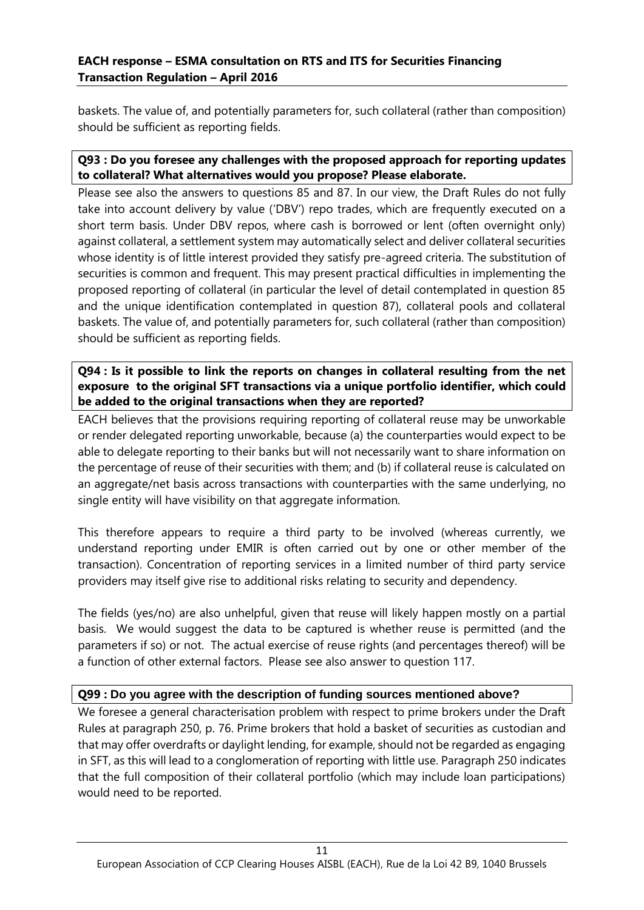baskets. The value of, and potentially parameters for, such collateral (rather than composition) should be sufficient as reporting fields.

**Q93 : Do you foresee any challenges with the proposed approach for reporting updates to collateral? What alternatives would you propose? Please elaborate.**

Please see also the answers to questions 85 and 87. In our view, the Draft Rules do not fully take into account delivery by value ('DBV') repo trades, which are frequently executed on a short term basis. Under DBV repos, where cash is borrowed or lent (often overnight only) against collateral, a settlement system may automatically select and deliver collateral securities whose identity is of little interest provided they satisfy pre-agreed criteria. The substitution of securities is common and frequent. This may present practical difficulties in implementing the proposed reporting of collateral (in particular the level of detail contemplated in question 85 and the unique identification contemplated in question 87), collateral pools and collateral baskets. The value of, and potentially parameters for, such collateral (rather than composition) should be sufficient as reporting fields.

**Q94 : Is it possible to link the reports on changes in collateral resulting from the net exposure to the original SFT transactions via a unique portfolio identifier, which could be added to the original transactions when they are reported?**

EACH believes that the provisions requiring reporting of collateral reuse may be unworkable or render delegated reporting unworkable, because (a) the counterparties would expect to be able to delegate reporting to their banks but will not necessarily want to share information on the percentage of reuse of their securities with them; and (b) if collateral reuse is calculated on an aggregate/net basis across transactions with counterparties with the same underlying, no single entity will have visibility on that aggregate information.

This therefore appears to require a third party to be involved (whereas currently, we understand reporting under EMIR is often carried out by one or other member of the transaction). Concentration of reporting services in a limited number of third party service providers may itself give rise to additional risks relating to security and dependency.

The fields (yes/no) are also unhelpful, given that reuse will likely happen mostly on a partial basis. We would suggest the data to be captured is whether reuse is permitted (and the parameters if so) or not. The actual exercise of reuse rights (and percentages thereof) will be a function of other external factors. Please see also answer to question 117.

**Q99 : Do you agree with the description of funding sources mentioned above?**

We foresee a general characterisation problem with respect to prime brokers under the Draft Rules at paragraph 250, p. 76. Prime brokers that hold a basket of securities as custodian and that may offer overdrafts or daylight lending, for example, should not be regarded as engaging in SFT, as this will lead to a conglomeration of reporting with little use. Paragraph 250 indicates that the full composition of their collateral portfolio (which may include loan participations) would need to be reported.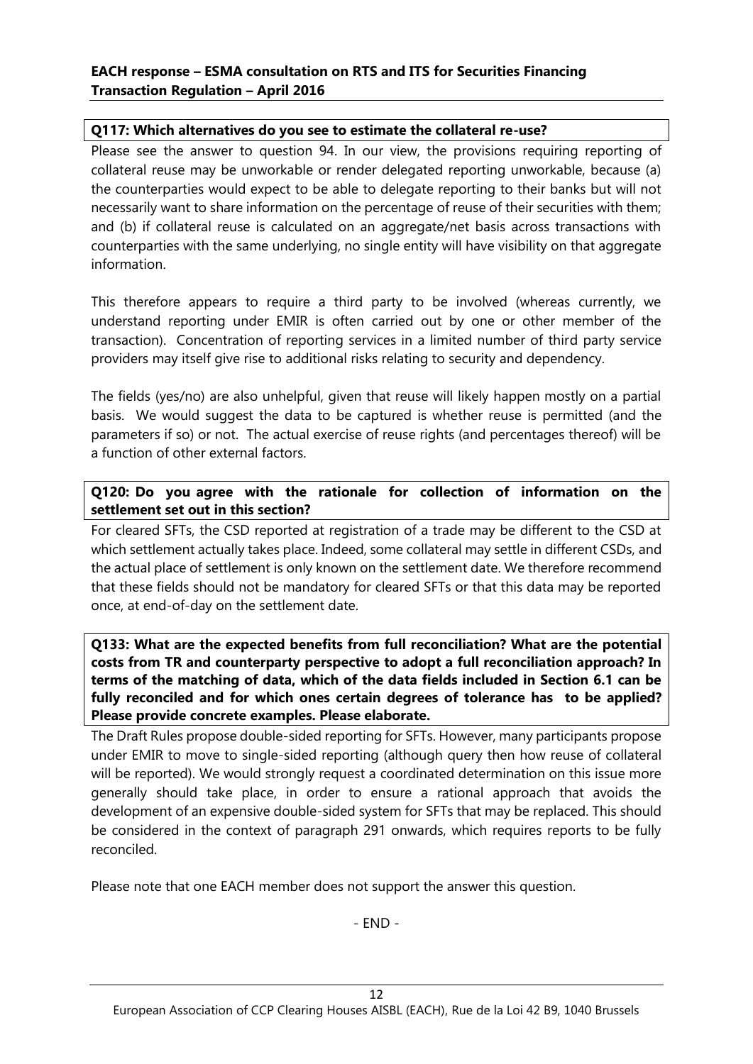**Q117: Which alternatives do you see to estimate the collateral re-use?**

Please see the answer to question 94. In our view, the provisions requiring reporting of collateral reuse may be unworkable or render delegated reporting unworkable, because (a) the counterparties would expect to be able to delegate reporting to their banks but will not necessarily want to share information on the percentage of reuse of their securities with them; and (b) if collateral reuse is calculated on an aggregate/net basis across transactions with counterparties with the same underlying, no single entity will have visibility on that aggregate information.

This therefore appears to require a third party to be involved (whereas currently, we understand reporting under EMIR is often carried out by one or other member of the transaction). Concentration of reporting services in a limited number of third party service providers may itself give rise to additional risks relating to security and dependency.

The fields (yes/no) are also unhelpful, given that reuse will likely happen mostly on a partial basis. We would suggest the data to be captured is whether reuse is permitted (and the parameters if so) or not. The actual exercise of reuse rights (and percentages thereof) will be a function of other external factors.

**Q120: Do you agree with the rationale for collection of information on the settlement set out in this section?**

For cleared SFTs, the CSD reported at registration of a trade may be different to the CSD at which settlement actually takes place. Indeed, some collateral may settle in different CSDs, and the actual place of settlement is only known on the settlement date. We therefore recommend that these fields should not be mandatory for cleared SFTs or that this data may be reported once, at end-of-day on the settlement date.

**Q133: What are the expected benefits from full reconciliation? What are the potential costs from TR and counterparty perspective to adopt a full reconciliation approach? In terms of the matching of data, which of the data fields included in Section 6.1 can be fully reconciled and for which ones certain degrees of tolerance has to be applied? Please provide concrete examples. Please elaborate.**

The Draft Rules propose double-sided reporting for SFTs. However, many participants propose under EMIR to move to single-sided reporting (although query then how reuse of collateral will be reported). We would strongly request a coordinated determination on this issue more generally should take place, in order to ensure a rational approach that avoids the development of an expensive double-sided system for SFTs that may be replaced. This should be considered in the context of paragraph 291 onwards, which requires reports to be fully reconciled.

Please note that one EACH member does not support the answer this question.

- END -